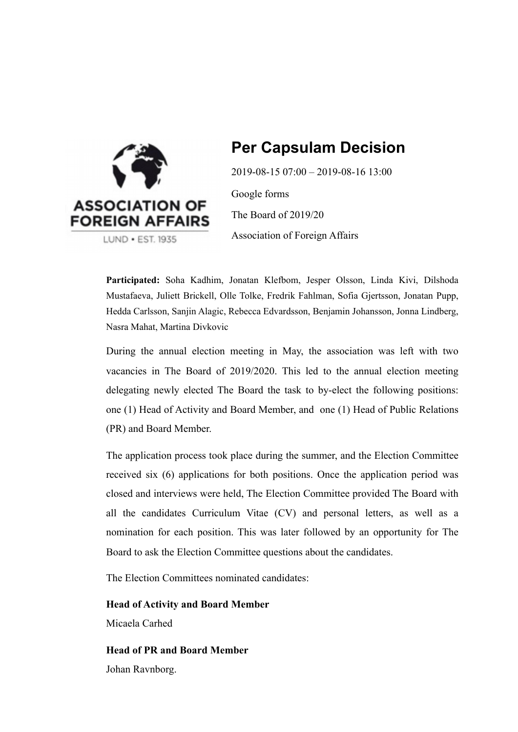# Per Capsulam Decision

2019-08-15 07:00 – 2019-08-16 13:00

Google forms

The Board of 2019/20

Association of Foreign Affairs

**Participated:** Soha Kadhim, Jonatan Klefbom, Jesper Olsson, Linda Kivi, Dilshoda Mustafaeva, Juliett Brickell, Olle Tolke, Fredrik Fahlman, Sofia Gjertsson, Jonatan Pupp, Hedda Carlsson, Sanjin Alagic, Rebecca Edvardsson, Benjamin Johansson, Jonna Lindberg, Nasra Mahat, Martina Divkovic

During the annual election meeting in May, the association was left with two vacancies in The Board of 2019/2020. This led to the annual election meeting delegating newly elected The Board the task to by-elect the following positions: one (1) Head of Activity and Board Member, and one (1) Head of Public Relations (PR) and Board Member.

The application process took place during the summer, and the Election Committee received six (6) applications for both positions. Once the application period was closed and interviews were held, The Election Committee provided The Board with all the candidates Curriculum Vitae (CV) and personal letters, as well as a nomination for each position. This was later followed by an opportunity for The Board to ask the Election Committee questions about the candidates.

The Election Committees nominated candidates:

**Head of Activity and Board Member**
Micaela Carhed

**Head of PR and Board Member**
Johan Ravnborg.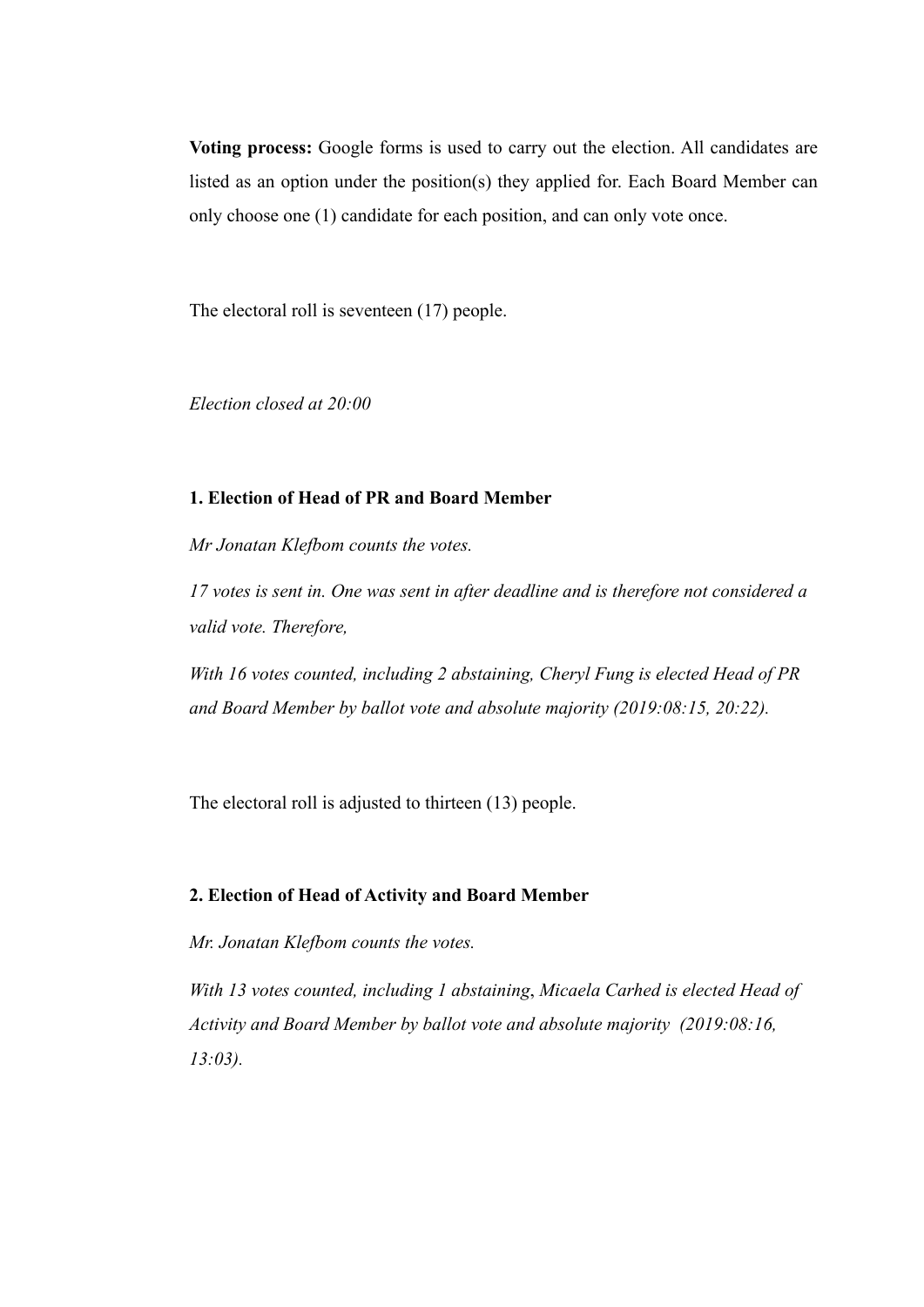**Voting process:** Google forms is used to carry out the election. All candidates are listed as an option under the position(s) they applied for. Each Board Member can only choose one (1) candidate for each position, and can only vote once.

The electoral roll is seventeen (17) people.

*Election closed at 20:00*

**1. Election of Head of PR and Board Member**

*Mr Jonatan Klefbom counts the votes.*

*17 votes is sent in. One was sent in after deadline and is therefore not considered a valid vote. Therefore,*

*With 16 votes counted, including 2 abstaining, Cheryl Fung is elected Head of PR and Board Member by ballot vote and absolute majority (2019:08:15, 20:22).*

The electoral roll is adjusted to thirteen (13) people.

**2. Election of Head of Activity and Board Member**

*Mr. Jonatan Klefbom counts the votes.*

*With 13 votes counted, including 1 abstaining*, *Micaela Carhed is elected Head of Activity and Board Member by ballot vote and absolute majority (2019:08:16, 13:03).*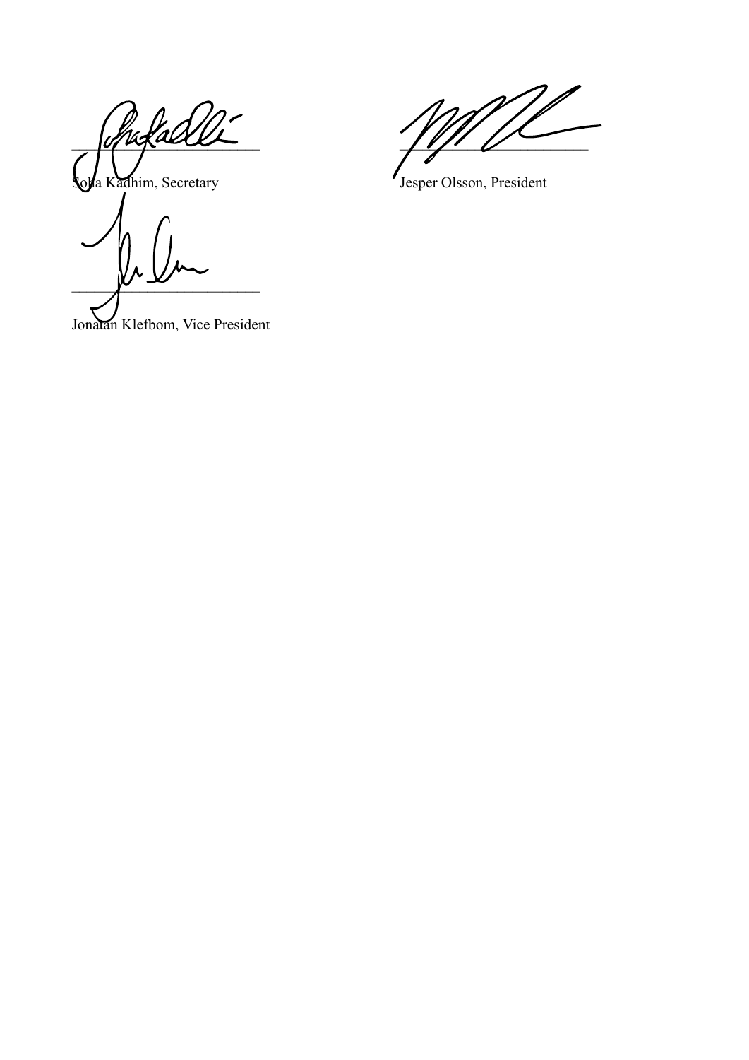\_\_\_\_\_\_\_\_\_\_\_\_\_\_\_\_\_\_\_\_\_\_\_\_

Soha Kadhim, Secretary

\_\_\_\_\_\_\_\_\_\_\_\_\_\_\_\_\_\_\_\_\_\_\_\_

Jesper Olsson, President

\_\_\_\_\_\_\_\_\_\_\_\_\_\_\_\_\_\_\_\_\_\_\_\_

Jonatan Klefbom, Vice President